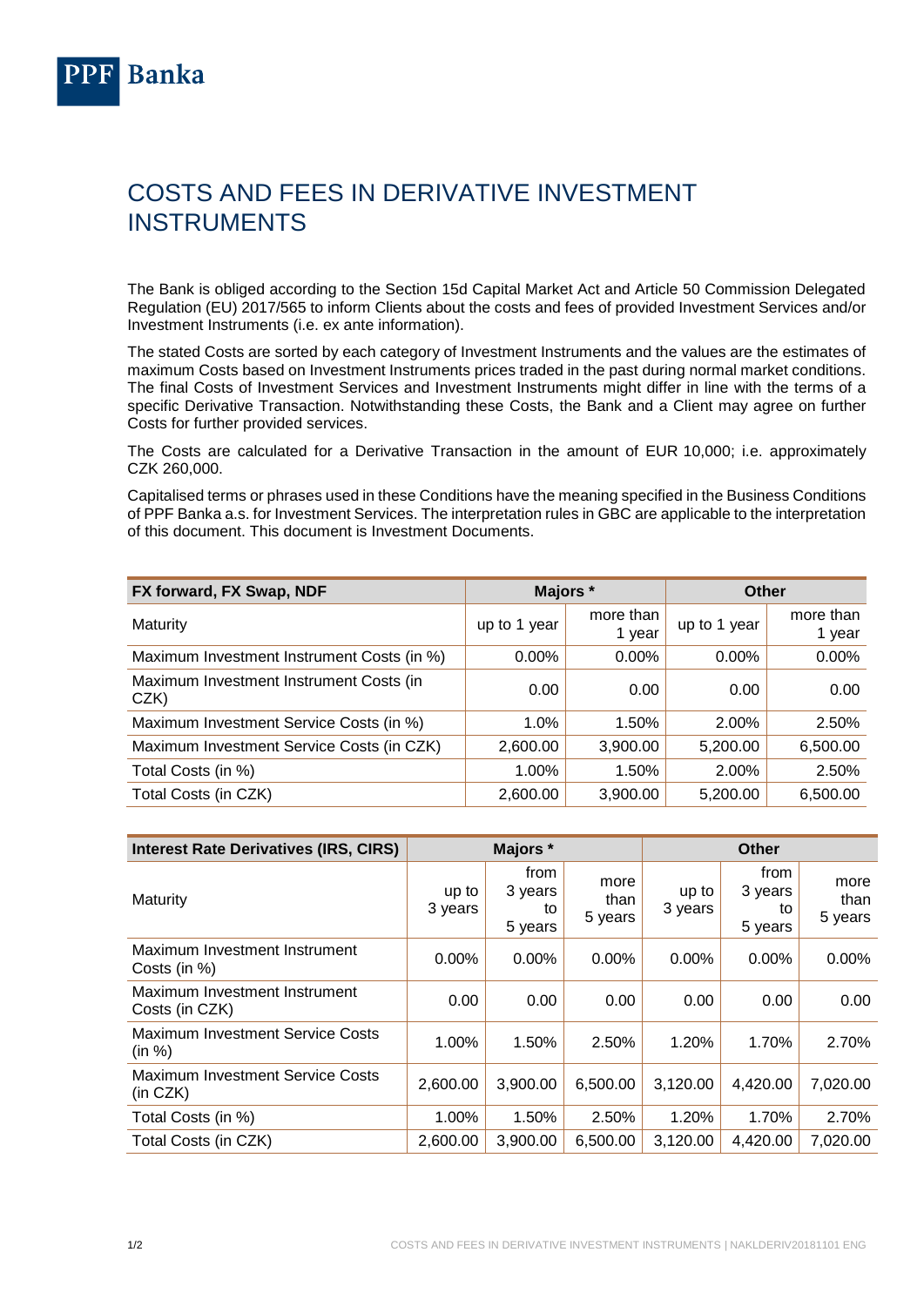# COSTS AND FEES IN DERIVATIVE INVESTMENT INSTRUMENTS

The Bank is obliged according to the Section 15d Capital Market Act and Article 50 Commission Delegated Regulation (EU) 2017/565 to inform Clients about the costs and fees of provided Investment Services and/or Investment Instruments (i.e. ex ante information).

The stated Costs are sorted by each category of Investment Instruments and the values are the estimates of maximum Costs based on Investment Instruments prices traded in the past during normal market conditions. The final Costs of Investment Services and Investment Instruments might differ in line with the terms of a specific Derivative Transaction. Notwithstanding these Costs, the Bank and a Client may agree on further Costs for further provided services.

The Costs are calculated for a Derivative Transaction in the amount of EUR 10,000; i.e. approximately CZK 260,000.

Capitalised terms or phrases used in these Conditions have the meaning specified in the Business Conditions of PPF Banka a.s. for Investment Services. The interpretation rules in GBC are applicable to the interpretation of this document. This document is Investment Documents.

| **FX forward, FX Swap, NDF** | **Majors \*** | | **Other** | |
|---|---|---|---|---|
| Maturity | up to 1 year | more than 1 year | up to 1 year | more than 1 year |
| Maximum Investment Instrument Costs (in %) | 0.00% | 0.00% | 0.00% | 0.00% |
| Maximum Investment Instrument Costs (in CZK) | 0.00 | 0.00 | 0.00 | 0.00 |
| Maximum Investment Service Costs (in %) | 1.0% | 1.50% | 2.00% | 2.50% |
| Maximum Investment Service Costs (in CZK) | 2,600.00 | 3,900.00 | 5,200.00 | 6,500.00 |
| Total Costs (in %) | 1.00% | 1.50% | 2.00% | 2.50% |
| Total Costs (in CZK) | 2,600.00 | 3,900.00 | 5,200.00 | 6,500.00 |

| **Interest Rate Derivatives (IRS, CIRS)** | **Majors \*** | | | **Other** | | |
|---|---|---|---|---|---|---|
| Maturity | up to 3 years | from 3 years to 5 years | more than 5 years | up to 3 years | from 3 years to 5 years | more than 5 years |
| Maximum Investment Instrument Costs (in %) | 0.00% | 0.00% | 0.00% | 0.00% | 0.00% | 0.00% |
| Maximum Investment Instrument Costs (in CZK) | 0.00 | 0.00 | 0.00 | 0.00 | 0.00 | 0.00 |
| Maximum Investment Service Costs (in %) | 1.00% | 1.50% | 2.50% | 1.20% | 1.70% | 2.70% |
| Maximum Investment Service Costs (in CZK) | 2,600.00 | 3,900.00 | 6,500.00 | 3,120.00 | 4,420.00 | 7,020.00 |
| Total Costs (in %) | 1.00% | 1.50% | 2.50% | 1.20% | 1.70% | 2.70% |
| Total Costs (in CZK) | 2,600.00 | 3,900.00 | 6,500.00 | 3,120.00 | 4,420.00 | 7,020.00 |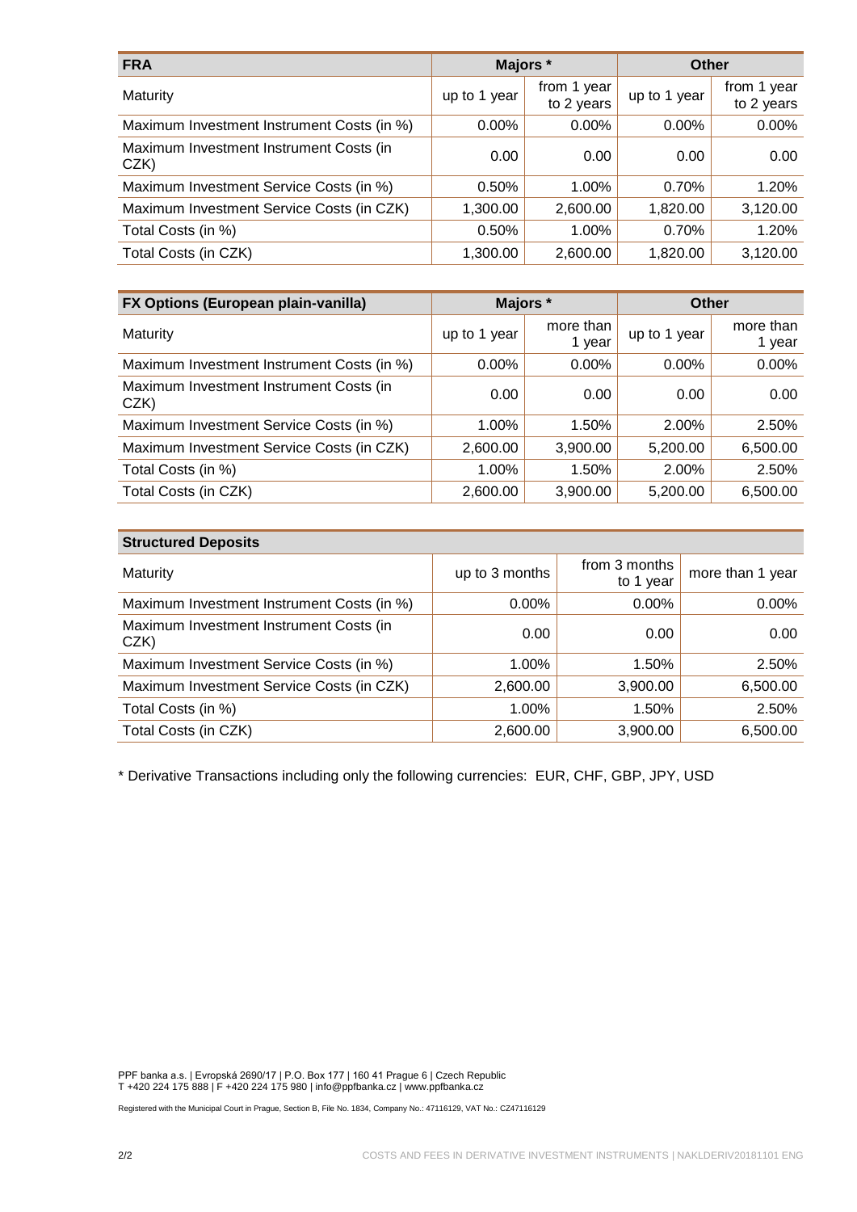| FRA | Majors * | | Other | |
|---|---|---|---|---|
| Maturity | up to 1 year | from 1 year to 2 years | up to 1 year | from 1 year to 2 years |
| Maximum Investment Instrument Costs (in %) | 0.00% | 0.00% | 0.00% | 0.00% |
| Maximum Investment Instrument Costs (in CZK) | 0.00 | 0.00 | 0.00 | 0.00 |
| Maximum Investment Service Costs (in %) | 0.50% | 1.00% | 0.70% | 1.20% |
| Maximum Investment Service Costs (in CZK) | 1,300.00 | 2,600.00 | 1,820.00 | 3,120.00 |
| Total Costs (in %) | 0.50% | 1.00% | 0.70% | 1.20% |
| Total Costs (in CZK) | 1,300.00 | 2,600.00 | 1,820.00 | 3,120.00 |

| FX Options (European plain-vanilla) | Majors * | | Other | |
|---|---|---|---|---|
| Maturity | up to 1 year | more than 1 year | up to 1 year | more than 1 year |
| Maximum Investment Instrument Costs (in %) | 0.00% | 0.00% | 0.00% | 0.00% |
| Maximum Investment Instrument Costs (in CZK) | 0.00 | 0.00 | 0.00 | 0.00 |
| Maximum Investment Service Costs (in %) | 1.00% | 1.50% | 2.00% | 2.50% |
| Maximum Investment Service Costs (in CZK) | 2,600.00 | 3,900.00 | 5,200.00 | 6,500.00 |
| Total Costs (in %) | 1.00% | 1.50% | 2.00% | 2.50% |
| Total Costs (in CZK) | 2,600.00 | 3,900.00 | 5,200.00 | 6,500.00 |

| Structured Deposits | | | |
|---|---|---|---|
| Maturity | up to 3 months | from 3 months to 1 year | more than 1 year |
| Maximum Investment Instrument Costs (in %) | 0.00% | 0.00% | 0.00% |
| Maximum Investment Instrument Costs (in CZK) | 0.00 | 0.00 | 0.00 |
| Maximum Investment Service Costs (in %) | 1.00% | 1.50% | 2.50% |
| Maximum Investment Service Costs (in CZK) | 2,600.00 | 3,900.00 | 6,500.00 |
| Total Costs (in %) | 1.00% | 1.50% | 2.50% |
| Total Costs (in CZK) | 2,600.00 | 3,900.00 | 6,500.00 |

* Derivative Transactions including only the following currencies: EUR, CHF, GBP, JPY, USD

PPF banka a.s. | Evropská 2690/17 | P.O. Box 177 | 160 41 Prague 6 | Czech Republic
T +420 224 175 888 | F +420 224 175 980 | info@ppfbanka.cz | www.ppfbanka.cz

Registered with the Municipal Court in Prague, Section B, File No. 1834, Company No.: 47116129, VAT No.: CZ47116129